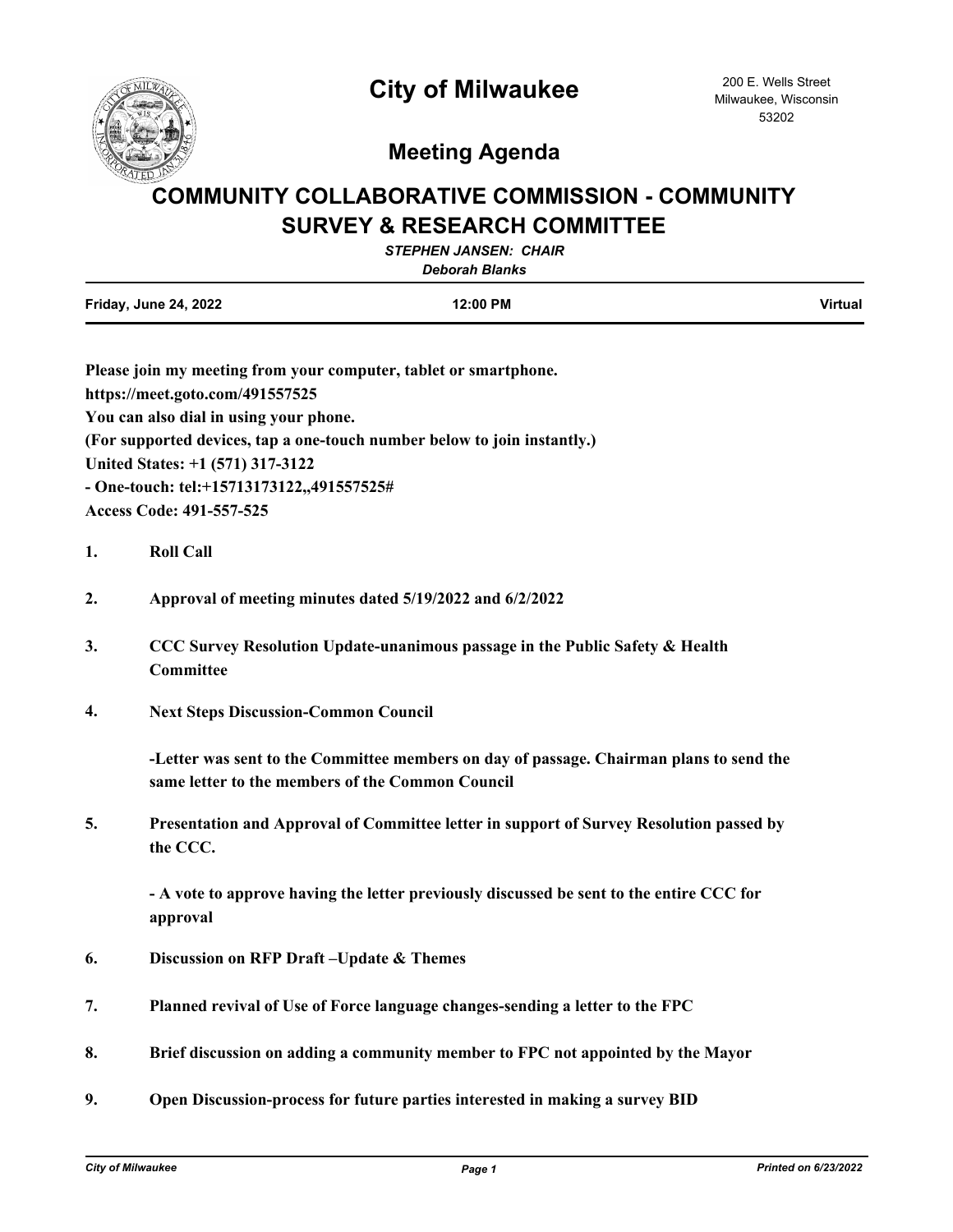# City of Milwaukee

200 E. Wells Street
Milwaukee, Wisconsin
53202

## Meeting Agenda

# COMMUNITY COLLABORATIVE COMMISSION - COMMUNITY SURVEY & RESEARCH COMMITTEE

***STEPHEN JANSEN: CHAIR***

***Deborah Blanks***

| Friday, June 24, 2022 | 12:00 PM | Virtual |
|---|---|---|

**Please join my meeting from your computer, tablet or smartphone.**
**https://meet.goto.com/491557525**
**You can also dial in using your phone.**
**(For supported devices, tap a one-touch number below to join instantly.)**
**United States: +1 (571) 317-3122**
**- One-touch: tel:+15713173122,,491557525#**
**Access Code: 491-557-525**

1. **Roll Call**

2. **Approval of meeting minutes dated 5/19/2022 and 6/2/2022**

3. **CCC Survey Resolution Update-unanimous passage in the Public Safety & Health Committee**

4. **Next Steps Discussion-Common Council**

   **-Letter was sent to the Committee members on day of passage. Chairman plans to send the same letter to the members of the Common Council**

5. **Presentation and Approval of Committee letter in support of Survey Resolution passed by the CCC.**

   **- A vote to approve having the letter previously discussed be sent to the entire CCC for approval**

6. **Discussion on RFP Draft –Update & Themes**

7. **Planned revival of Use of Force language changes-sending a letter to the FPC**

8. **Brief discussion on adding a community member to FPC not appointed by the Mayor**

9. **Open Discussion-process for future parties interested in making a survey BID**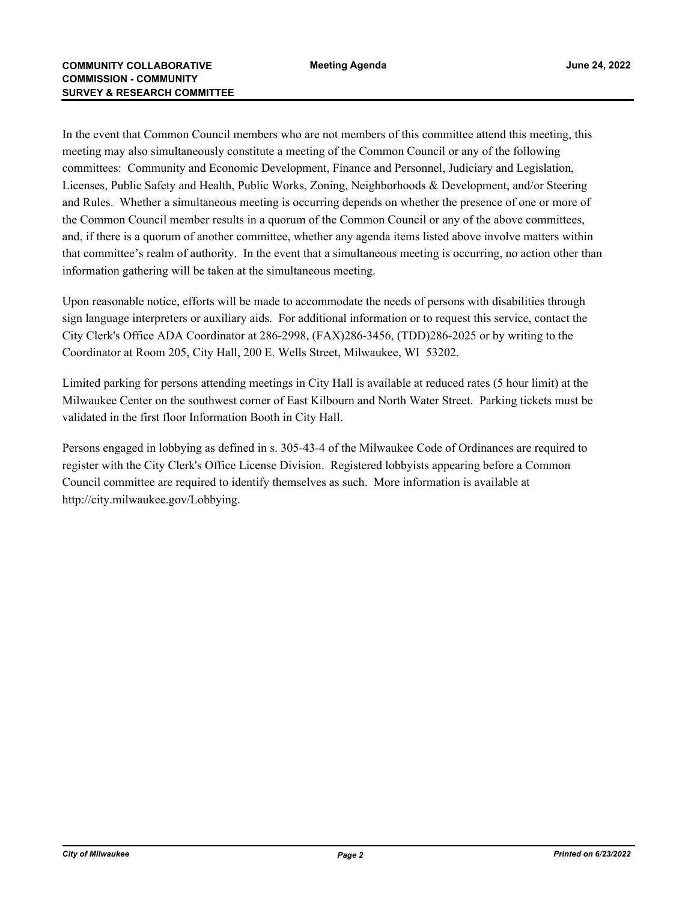In the event that Common Council members who are not members of this committee attend this meeting, this meeting may also simultaneously constitute a meeting of the Common Council or any of the following committees: Community and Economic Development, Finance and Personnel, Judiciary and Legislation, Licenses, Public Safety and Health, Public Works, Zoning, Neighborhoods & Development, and/or Steering and Rules. Whether a simultaneous meeting is occurring depends on whether the presence of one or more of the Common Council member results in a quorum of the Common Council or any of the above committees, and, if there is a quorum of another committee, whether any agenda items listed above involve matters within that committee's realm of authority. In the event that a simultaneous meeting is occurring, no action other than information gathering will be taken at the simultaneous meeting.

Upon reasonable notice, efforts will be made to accommodate the needs of persons with disabilities through sign language interpreters or auxiliary aids. For additional information or to request this service, contact the City Clerk's Office ADA Coordinator at 286-2998, (FAX)286-3456, (TDD)286-2025 or by writing to the Coordinator at Room 205, City Hall, 200 E. Wells Street, Milwaukee, WI 53202.

Limited parking for persons attending meetings in City Hall is available at reduced rates (5 hour limit) at the Milwaukee Center on the southwest corner of East Kilbourn and North Water Street. Parking tickets must be validated in the first floor Information Booth in City Hall.

Persons engaged in lobbying as defined in s. 305-43-4 of the Milwaukee Code of Ordinances are required to register with the City Clerk's Office License Division. Registered lobbyists appearing before a Common Council committee are required to identify themselves as such. More information is available at http://city.milwaukee.gov/Lobbying.